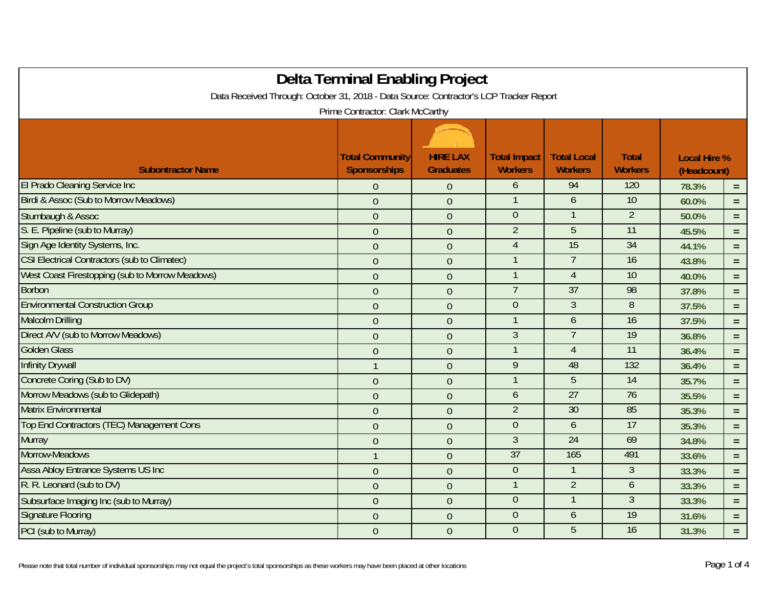# Delta Terminal Enabling Project

Data Received Through: October 31, 2018 - Data Source: Contractor's LCP Tracker Report

Prime Contractor: Clark McCarthy

| Subontractor Name | Total Community Sponsorships | HIRE LAX Graduates | Total Impact Workers | Total Local Workers | Total Workers | Local Hire % (Headcount) | |
|---|---|---|---|---|---|---|---|
| El Prado Cleaning Service Inc | 0 | 0 | 6 | 94 | 120 | 78.3% | = |
| Birdi & Assoc (Sub to Morrow Meadows) | 0 | 0 | 1 | 6 | 10 | 60.0% | = |
| Stumbaugh & Assoc | 0 | 0 | 0 | 1 | 2 | 50.0% | = |
| S. E. Pipeline (sub to Murray) | 0 | 0 | 2 | 5 | 11 | 45.5% | = |
| Sign Age Identity Systems, Inc. | 0 | 0 | 4 | 15 | 34 | 44.1% | = |
| CSI Electrical Contractors (sub to Climatec) | 0 | 0 | 1 | 7 | 16 | 43.8% | = |
| West Coast Firestopping (sub to Morrow Meadows) | 0 | 0 | 1 | 4 | 10 | 40.0% | = |
| Borbon | 0 | 0 | 7 | 37 | 98 | 37.8% | = |
| Environmental Construction Group | 0 | 0 | 0 | 3 | 8 | 37.5% | = |
| Malcolm Drilling | 0 | 0 | 1 | 6 | 16 | 37.5% | = |
| Direct A/V (sub to Morrow Meadows) | 0 | 0 | 3 | 7 | 19 | 36.8% | = |
| Golden Glass | 0 | 0 | 1 | 4 | 11 | 36.4% | = |
| Infinity Drywall | 1 | 0 | 9 | 48 | 132 | 36.4% | = |
| Concrete Coring (Sub to DV) | 0 | 0 | 1 | 5 | 14 | 35.7% | = |
| Morrow Meadows (sub to Glidepath) | 0 | 0 | 6 | 27 | 76 | 35.5% | = |
| Matrix Environmental | 0 | 0 | 2 | 30 | 85 | 35.3% | = |
| Top End Contractors (TEC) Management Cons | 0 | 0 | 0 | 6 | 17 | 35.3% | = |
| Murray | 0 | 0 | 3 | 24 | 69 | 34.8% | = |
| Morrow-Meadows | 1 | 0 | 37 | 165 | 491 | 33.6% | = |
| Assa Abloy Entrance Systems US Inc | 0 | 0 | 0 | 1 | 3 | 33.3% | = |
| R. R. Leonard (sub to DV) | 0 | 0 | 1 | 2 | 6 | 33.3% | = |
| Subsurface Imaging Inc (sub to Murray) | 0 | 0 | 0 | 1 | 3 | 33.3% | = |
| Signature Flooring | 0 | 0 | 0 | 6 | 19 | 31.6% | = |
| PCI (sub to Murray) | 0 | 0 | 0 | 5 | 16 | 31.3% | = |

Please note that total number of individual sponsorships may not equal the project's total sponsorships as these workers may have been placed at other locations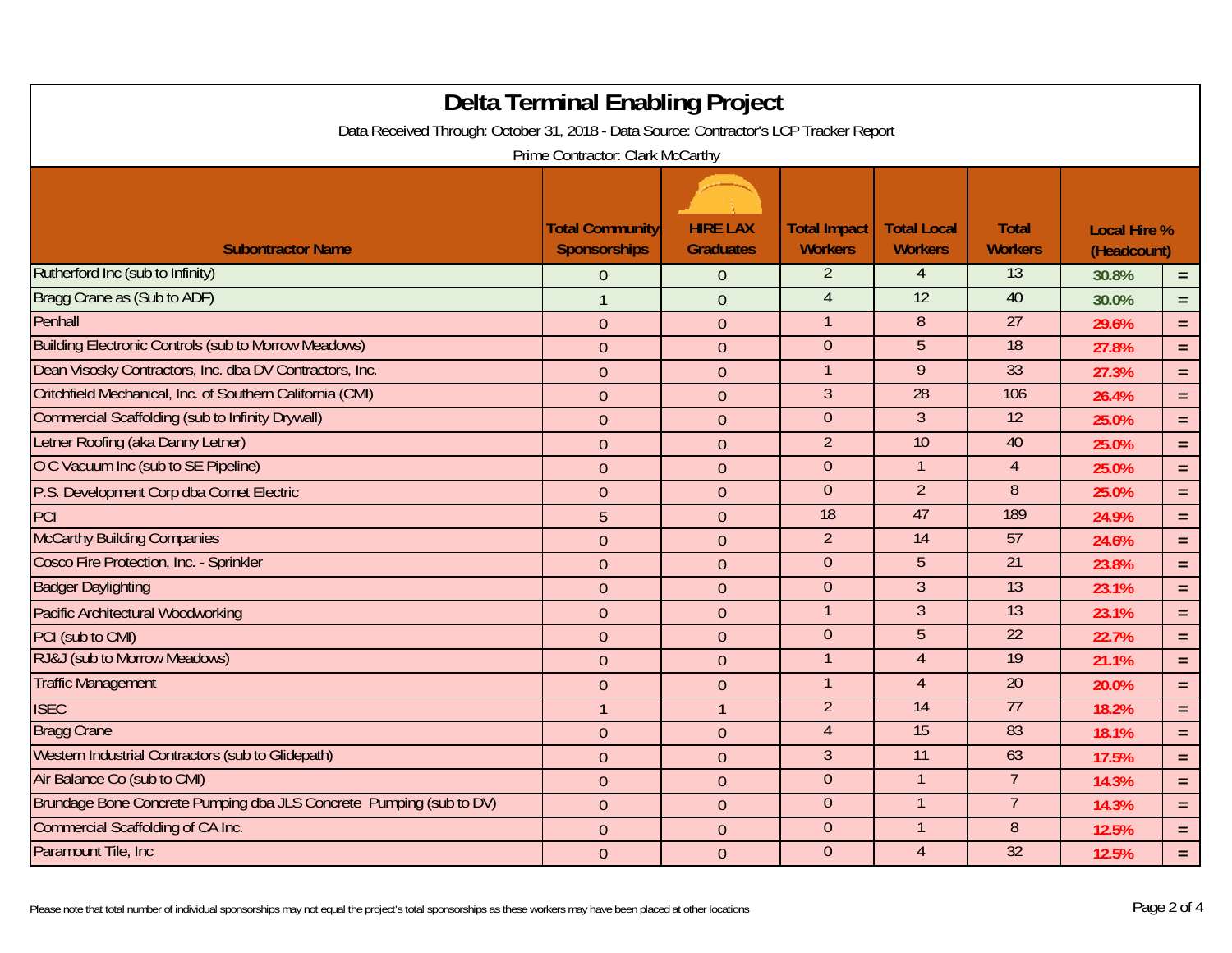# Delta Terminal Enabling Project

Data Received Through: October 31, 2018 - Data Source: Contractor's LCP Tracker Report

Prime Contractor: Clark McCarthy

| Subontractor Name | Total Community Sponsorships | HIRE LAX Graduates | Total Impact Workers | Total Local Workers | Total Workers | Local Hire % (Headcount) | |
|---|---|---|---|---|---|---|---|
| Rutherford Inc (sub to Infinity) | 0 | 0 | 2 | 4 | 13 | 30.8% | = |
| Bragg Crane as (Sub to ADF) | 1 | 0 | 4 | 12 | 40 | 30.0% | = |
| Penhall | 0 | 0 | 1 | 8 | 27 | 29.6% | = |
| Building Electronic Controls (sub to Morrow Meadows) | 0 | 0 | 0 | 5 | 18 | 27.8% | = |
| Dean Visosky Contractors, Inc. dba DV Contractors, Inc. | 0 | 0 | 1 | 9 | 33 | 27.3% | = |
| Critchfield Mechanical, Inc. of Southern California (CMI) | 0 | 0 | 3 | 28 | 106 | 26.4% | = |
| Commercial Scaffolding (sub to Infinity Drywall) | 0 | 0 | 0 | 3 | 12 | 25.0% | = |
| Letner Roofing (aka Danny Letner) | 0 | 0 | 2 | 10 | 40 | 25.0% | = |
| O C Vacuum Inc (sub to SE Pipeline) | 0 | 0 | 0 | 1 | 4 | 25.0% | = |
| P.S. Development Corp dba Comet Electric | 0 | 0 | 0 | 2 | 8 | 25.0% | = |
| PCI | 5 | 0 | 18 | 47 | 189 | 24.9% | = |
| McCarthy Building Companies | 0 | 0 | 2 | 14 | 57 | 24.6% | = |
| Cosco Fire Protection, Inc. - Sprinkler | 0 | 0 | 0 | 5 | 21 | 23.8% | = |
| Badger Daylighting | 0 | 0 | 0 | 3 | 13 | 23.1% | = |
| Pacific Architectural Woodworking | 0 | 0 | 1 | 3 | 13 | 23.1% | = |
| PCI (sub to CMI) | 0 | 0 | 0 | 5 | 22 | 22.7% | = |
| RJ&J (sub to Morrow Meadows) | 0 | 0 | 1 | 4 | 19 | 21.1% | = |
| Traffic Management | 0 | 0 | 1 | 4 | 20 | 20.0% | = |
| ISEC | 1 | 1 | 2 | 14 | 77 | 18.2% | = |
| Bragg Crane | 0 | 0 | 4 | 15 | 83 | 18.1% | = |
| Western Industrial Contractors (sub to Glidepath) | 0 | 0 | 3 | 11 | 63 | 17.5% | = |
| Air Balance Co (sub to CMI) | 0 | 0 | 0 | 1 | 7 | 14.3% | = |
| Brundage Bone Concrete Pumping dba JLS Concrete Pumping (sub to DV) | 0 | 0 | 0 | 1 | 7 | 14.3% | = |
| Commercial Scaffolding of CA Inc. | 0 | 0 | 0 | 1 | 8 | 12.5% | = |
| Paramount Tile, Inc | 0 | 0 | 0 | 4 | 32 | 12.5% | = |

Please note that total number of individual sponsorships may not equal the project's total sponsorships as these workers may have been placed at other locations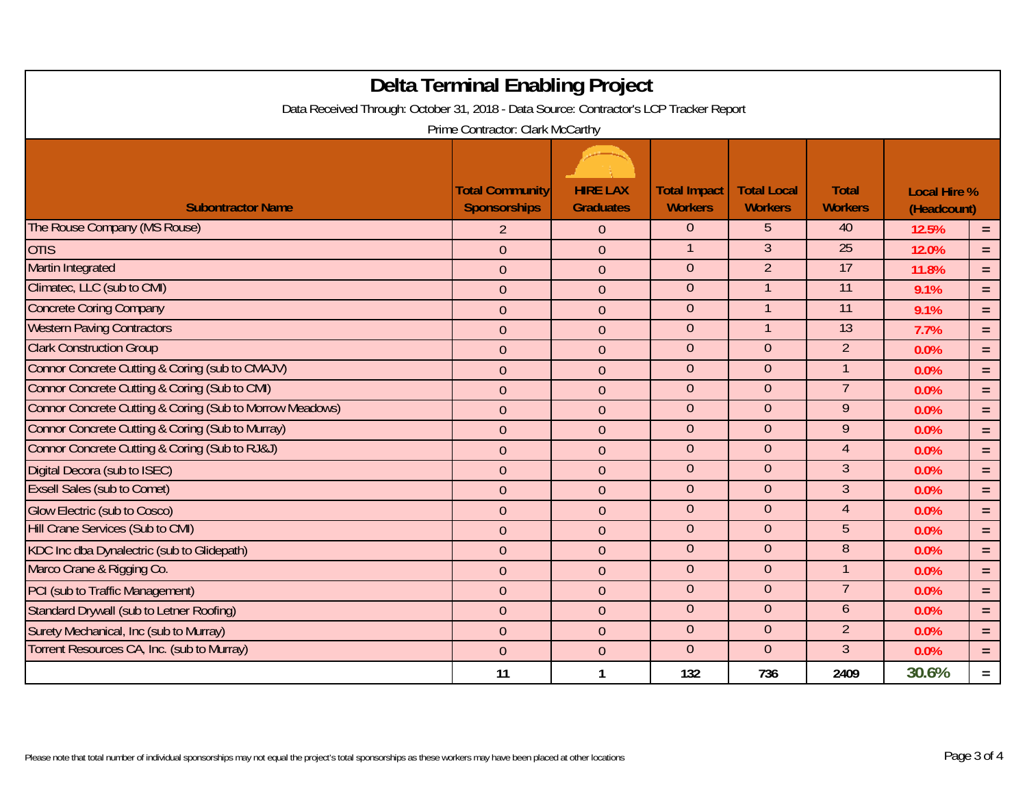# Delta Terminal Enabling Project

Data Received Through: October 31, 2018 - Data Source: Contractor's LCP Tracker Report

Prime Contractor: Clark McCarthy

| Subontractor Name | Total Community Sponsorships | HIRE LAX Graduates | Total Impact Workers | Total Local Workers | Total Workers | Local Hire % (Headcount) | |
|---|---|---|---|---|---|---|---|
| The Rouse Company (MS Rouse) | 2 | 0 | 0 | 5 | 40 | 12.5% | = |
| OTIS | 0 | 0 | 1 | 3 | 25 | 12.0% | = |
| Martin Integrated | 0 | 0 | 0 | 2 | 17 | 11.8% | = |
| Climatec, LLC (sub to CMI) | 0 | 0 | 0 | 1 | 11 | 9.1% | = |
| Concrete Coring Company | 0 | 0 | 0 | 1 | 11 | 9.1% | = |
| Western Paving Contractors | 0 | 0 | 0 | 1 | 13 | 7.7% | = |
| Clark Construction Group | 0 | 0 | 0 | 0 | 2 | 0.0% | = |
| Connor Concrete Cutting & Coring (sub to CMAJV) | 0 | 0 | 0 | 0 | 1 | 0.0% | = |
| Connor Concrete Cutting & Coring (Sub to CMI) | 0 | 0 | 0 | 0 | 7 | 0.0% | = |
| Connor Concrete Cutting & Coring (Sub to Morrow Meadows) | 0 | 0 | 0 | 0 | 9 | 0.0% | = |
| Connor Concrete Cutting & Coring (Sub to Murray) | 0 | 0 | 0 | 0 | 9 | 0.0% | = |
| Connor Concrete Cutting & Coring (Sub to RJ&J) | 0 | 0 | 0 | 0 | 4 | 0.0% | = |
| Digital Decora (sub to ISEC) | 0 | 0 | 0 | 0 | 3 | 0.0% | = |
| Exsell Sales (sub to Comet) | 0 | 0 | 0 | 0 | 3 | 0.0% | = |
| Glow Electric (sub to Cosco) | 0 | 0 | 0 | 0 | 4 | 0.0% | = |
| Hill Crane Services (Sub to CMI) | 0 | 0 | 0 | 0 | 5 | 0.0% | = |
| KDC Inc dba Dynalectric (sub to Glidepath) | 0 | 0 | 0 | 0 | 8 | 0.0% | = |
| Marco Crane & Rigging Co. | 0 | 0 | 0 | 0 | 1 | 0.0% | = |
| PCI (sub to Traffic Management) | 0 | 0 | 0 | 0 | 7 | 0.0% | = |
| Standard Drywall (sub to Letner Roofing) | 0 | 0 | 0 | 0 | 6 | 0.0% | = |
| Surety Mechanical, Inc (sub to Murray) | 0 | 0 | 0 | 0 | 2 | 0.0% | = |
| Torrent Resources CA, Inc. (sub to Murray) | 0 | 0 | 0 | 0 | 3 | 0.0% | = |
| | **11** | **1** | **132** | **736** | **2409** | **30.6%** | = |

Please note that total number of individual sponsorships may not equal the project's total sponsorships as these workers may have been placed at other locations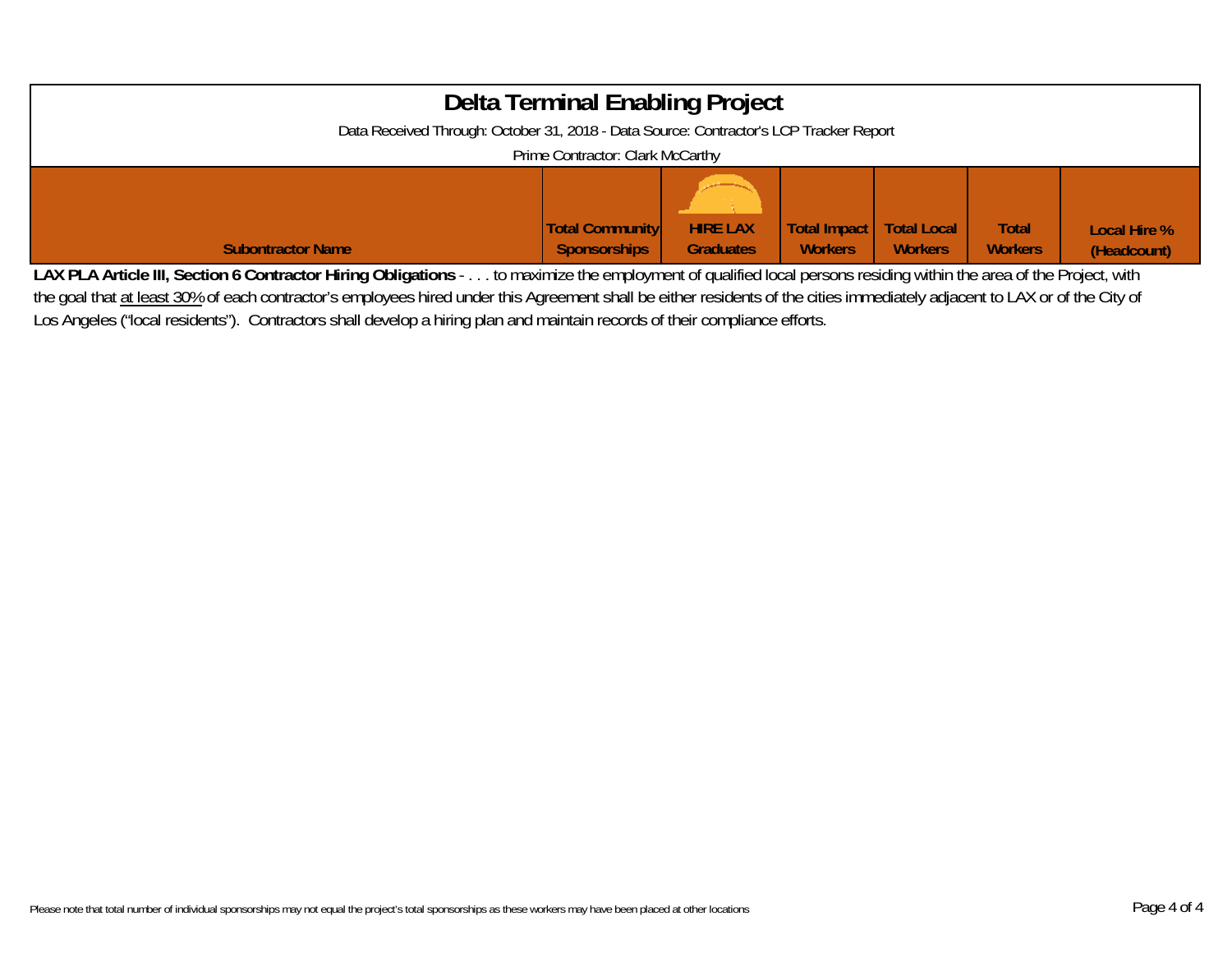# Delta Terminal Enabling Project

Data Received Through: October 31, 2018 - Data Source: Contractor's LCP Tracker Report

Prime Contractor: Clark McCarthy

| Subontractor Name | Total Community Sponsorships | HIRE LAX Graduates | Total Impact Workers | Total Local Workers | Total Workers | Local Hire % (Headcount) |
|---|---|---|---|---|---|---|

**LAX PLA Article III, Section 6 Contractor Hiring Obligations** - . . . to maximize the employment of qualified local persons residing within the area of the Project, with the goal that at least 30% of each contractor's employees hired under this Agreement shall be either residents of the cities immediately adjacent to LAX or of the City of Los Angeles ("local residents"). Contractors shall develop a hiring plan and maintain records of their compliance efforts.

Please note that total number of individual sponsorships may not equal the project's total sponsorships as these workers may have been placed at other locations